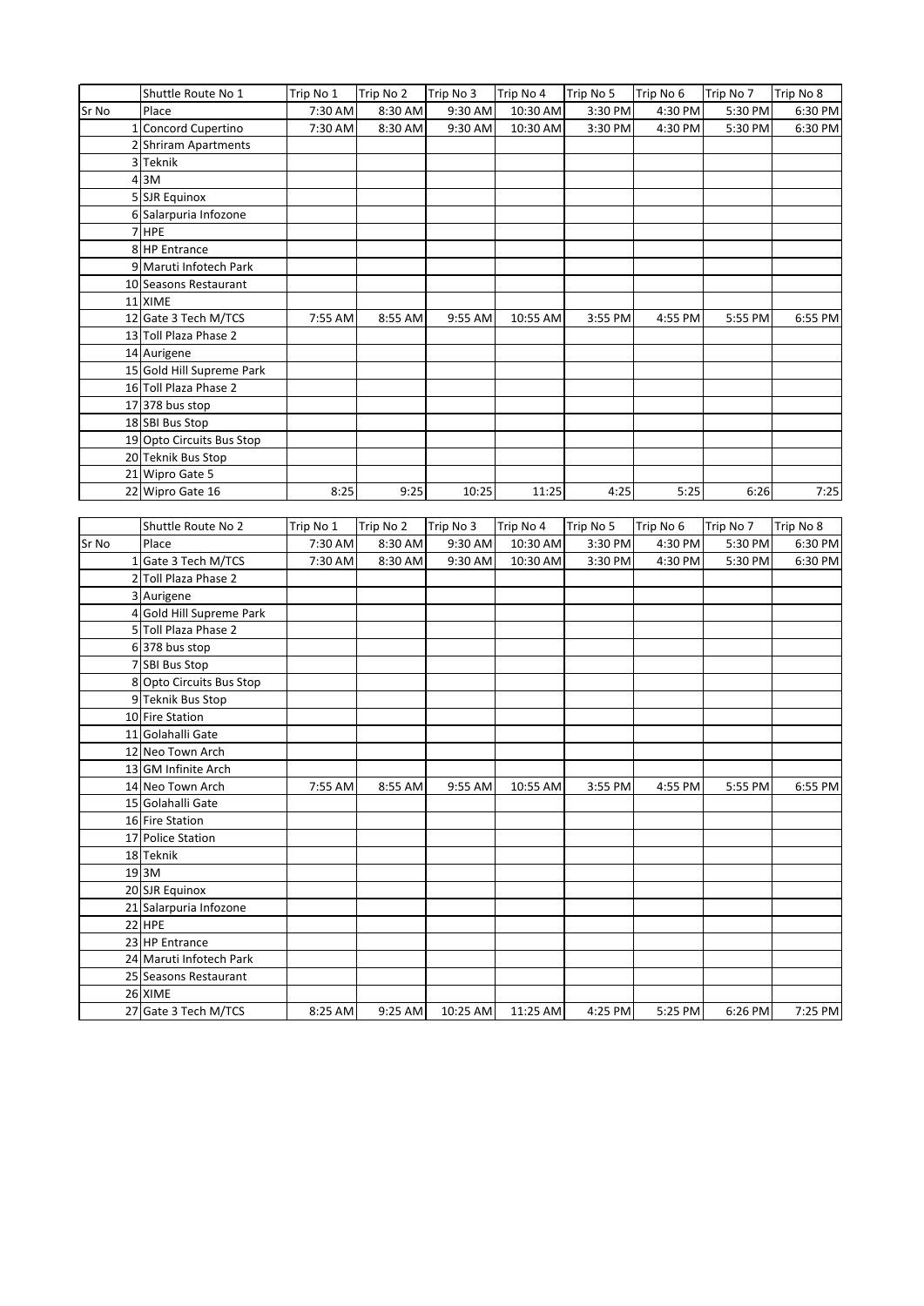| | Shuttle Route No 1 | Trip No 1 | Trip No 2 | Trip No 3 | Trip No 4 | Trip No 5 | Trip No 6 | Trip No 7 | Trip No 8 |
|---|---|---|---|---|---|---|---|---|---|
| Sr No | Place | 7:30 AM | 8:30 AM | 9:30 AM | 10:30 AM | 3:30 PM | 4:30 PM | 5:30 PM | 6:30 PM |
| 1 | Concord Cupertino | 7:30 AM | 8:30 AM | 9:30 AM | 10:30 AM | 3:30 PM | 4:30 PM | 5:30 PM | 6:30 PM |
| 2 | Shriram Apartments | | | | | | | | |
| 3 | Teknik | | | | | | | | |
| 4 | 3M | | | | | | | | |
| 5 | SJR Equinox | | | | | | | | |
| 6 | Salarpuria Infozone | | | | | | | | |
| 7 | HPE | | | | | | | | |
| 8 | HP Entrance | | | | | | | | |
| 9 | Maruti Infotech Park | | | | | | | | |
| 10 | Seasons Restaurant | | | | | | | | |
| 11 | XIME | | | | | | | | |
| 12 | Gate 3 Tech M/TCS | 7:55 AM | 8:55 AM | 9:55 AM | 10:55 AM | 3:55 PM | 4:55 PM | 5:55 PM | 6:55 PM |
| 13 | Toll Plaza Phase 2 | | | | | | | | |
| 14 | Aurigene | | | | | | | | |
| 15 | Gold Hill Supreme Park | | | | | | | | |
| 16 | Toll Plaza Phase 2 | | | | | | | | |
| 17 | 378 bus stop | | | | | | | | |
| 18 | SBI Bus Stop | | | | | | | | |
| 19 | Opto Circuits Bus Stop | | | | | | | | |
| 20 | Teknik Bus Stop | | | | | | | | |
| 21 | Wipro Gate 5 | | | | | | | | |
| 22 | Wipro Gate 16 | 8:25 | 9:25 | 10:25 | 11:25 | 4:25 | 5:25 | 6:26 | 7:25 |

| | Shuttle Route No 2 | Trip No 1 | Trip No 2 | Trip No 3 | Trip No 4 | Trip No 5 | Trip No 6 | Trip No 7 | Trip No 8 |
|---|---|---|---|---|---|---|---|---|---|
| Sr No | Place | 7:30 AM | 8:30 AM | 9:30 AM | 10:30 AM | 3:30 PM | 4:30 PM | 5:30 PM | 6:30 PM |
| 1 | Gate 3 Tech M/TCS | 7:30 AM | 8:30 AM | 9:30 AM | 10:30 AM | 3:30 PM | 4:30 PM | 5:30 PM | 6:30 PM |
| 2 | Toll Plaza Phase 2 | | | | | | | | |
| 3 | Aurigene | | | | | | | | |
| 4 | Gold Hill Supreme Park | | | | | | | | |
| 5 | Toll Plaza Phase 2 | | | | | | | | |
| 6 | 378 bus stop | | | | | | | | |
| 7 | SBI Bus Stop | | | | | | | | |
| 8 | Opto Circuits Bus Stop | | | | | | | | |
| 9 | Teknik Bus Stop | | | | | | | | |
| 10 | Fire Station | | | | | | | | |
| 11 | Golahalli Gate | | | | | | | | |
| 12 | Neo Town Arch | | | | | | | | |
| 13 | GM Infinite Arch | | | | | | | | |
| 14 | Neo Town Arch | 7:55 AM | 8:55 AM | 9:55 AM | 10:55 AM | 3:55 PM | 4:55 PM | 5:55 PM | 6:55 PM |
| 15 | Golahalli Gate | | | | | | | | |
| 16 | Fire Station | | | | | | | | |
| 17 | Police Station | | | | | | | | |
| 18 | Teknik | | | | | | | | |
| 19 | 3M | | | | | | | | |
| 20 | SJR Equinox | | | | | | | | |
| 21 | Salarpuria Infozone | | | | | | | | |
| 22 | HPE | | | | | | | | |
| 23 | HP Entrance | | | | | | | | |
| 24 | Maruti Infotech Park | | | | | | | | |
| 25 | Seasons Restaurant | | | | | | | | |
| 26 | XIME | | | | | | | | |
| 27 | Gate 3 Tech M/TCS | 8:25 AM | 9:25 AM | 10:25 AM | 11:25 AM | 4:25 PM | 5:25 PM | 6:26 PM | 7:25 PM |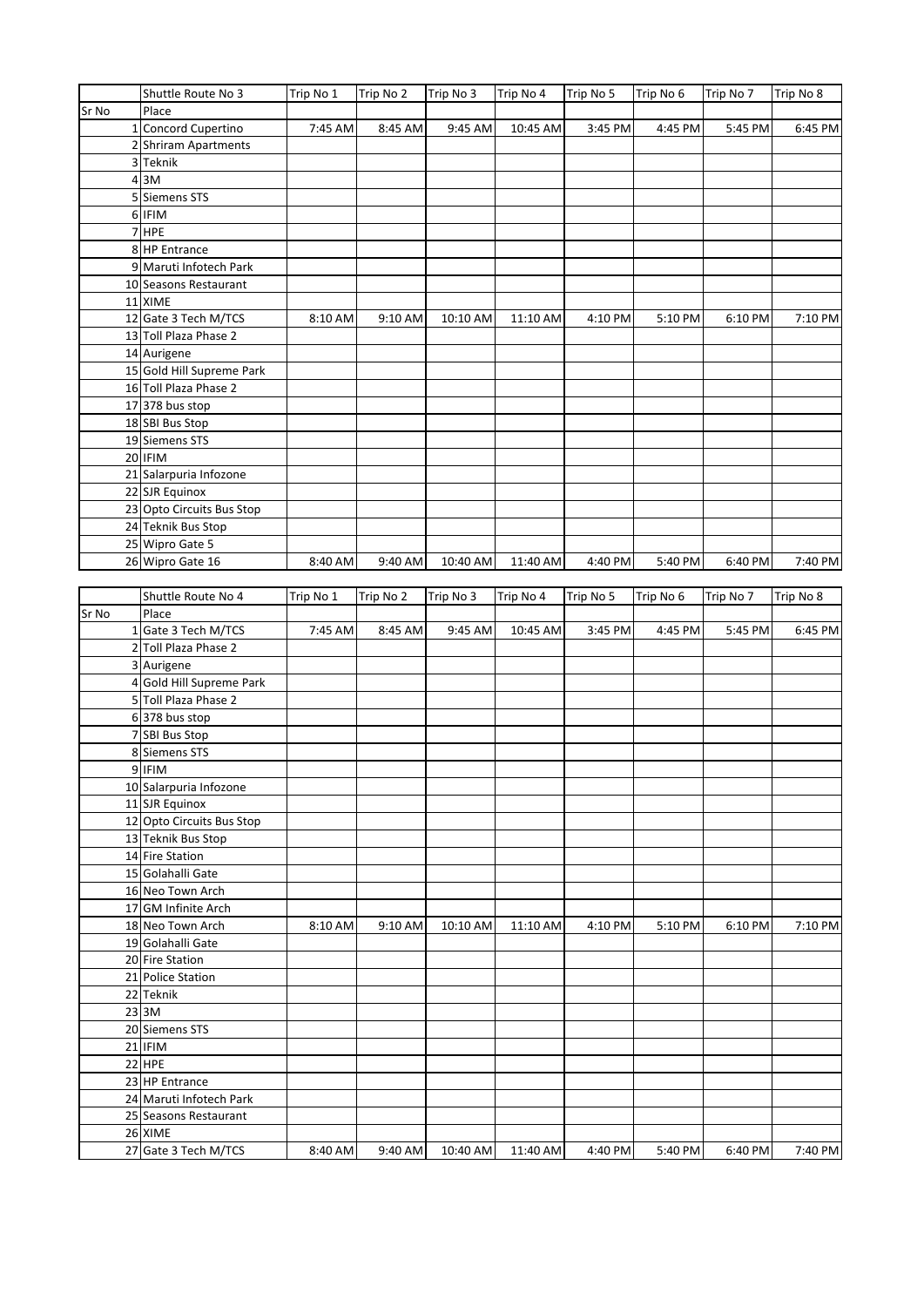| | Shuttle Route No 3 | Trip No 1 | Trip No 2 | Trip No 3 | Trip No 4 | Trip No 5 | Trip No 6 | Trip No 7 | Trip No 8 |
|---|---|---|---|---|---|---|---|---|---|
| Sr No | Place | | | | | | | | |
| 1 | Concord Cupertino | 7:45 AM | 8:45 AM | 9:45 AM | 10:45 AM | 3:45 PM | 4:45 PM | 5:45 PM | 6:45 PM |
| 2 | Shriram Apartments | | | | | | | | |
| 3 | Teknik | | | | | | | | |
| 4 | 3M | | | | | | | | |
| 5 | Siemens STS | | | | | | | | |
| 6 | IFIM | | | | | | | | |
| 7 | HPE | | | | | | | | |
| 8 | HP Entrance | | | | | | | | |
| 9 | Maruti Infotech Park | | | | | | | | |
| 10 | Seasons Restaurant | | | | | | | | |
| 11 | XIME | | | | | | | | |
| 12 | Gate 3 Tech M/TCS | 8:10 AM | 9:10 AM | 10:10 AM | 11:10 AM | 4:10 PM | 5:10 PM | 6:10 PM | 7:10 PM |
| 13 | Toll Plaza Phase 2 | | | | | | | | |
| 14 | Aurigene | | | | | | | | |
| 15 | Gold Hill Supreme Park | | | | | | | | |
| 16 | Toll Plaza Phase 2 | | | | | | | | |
| 17 | 378 bus stop | | | | | | | | |
| 18 | SBI Bus Stop | | | | | | | | |
| 19 | Siemens STS | | | | | | | | |
| 20 | IFIM | | | | | | | | |
| 21 | Salarpuria Infozone | | | | | | | | |
| 22 | SJR Equinox | | | | | | | | |
| 23 | Opto Circuits Bus Stop | | | | | | | | |
| 24 | Teknik Bus Stop | | | | | | | | |
| 25 | Wipro Gate 5 | | | | | | | | |
| 26 | Wipro Gate 16 | 8:40 AM | 9:40 AM | 10:40 AM | 11:40 AM | 4:40 PM | 5:40 PM | 6:40 PM | 7:40 PM |

| | Shuttle Route No 4 | Trip No 1 | Trip No 2 | Trip No 3 | Trip No 4 | Trip No 5 | Trip No 6 | Trip No 7 | Trip No 8 |
|---|---|---|---|---|---|---|---|---|---|
| Sr No | Place | | | | | | | | |
| 1 | Gate 3 Tech M/TCS | 7:45 AM | 8:45 AM | 9:45 AM | 10:45 AM | 3:45 PM | 4:45 PM | 5:45 PM | 6:45 PM |
| 2 | Toll Plaza Phase 2 | | | | | | | | |
| 3 | Aurigene | | | | | | | | |
| 4 | Gold Hill Supreme Park | | | | | | | | |
| 5 | Toll Plaza Phase 2 | | | | | | | | |
| 6 | 378 bus stop | | | | | | | | |
| 7 | SBI Bus Stop | | | | | | | | |
| 8 | Siemens STS | | | | | | | | |
| 9 | IFIM | | | | | | | | |
| 10 | Salarpuria Infozone | | | | | | | | |
| 11 | SJR Equinox | | | | | | | | |
| 12 | Opto Circuits Bus Stop | | | | | | | | |
| 13 | Teknik Bus Stop | | | | | | | | |
| 14 | Fire Station | | | | | | | | |
| 15 | Golahalli Gate | | | | | | | | |
| 16 | Neo Town Arch | | | | | | | | |
| 17 | GM Infinite Arch | | | | | | | | |
| 18 | Neo Town Arch | 8:10 AM | 9:10 AM | 10:10 AM | 11:10 AM | 4:10 PM | 5:10 PM | 6:10 PM | 7:10 PM |
| 19 | Golahalli Gate | | | | | | | | |
| 20 | Fire Station | | | | | | | | |
| 21 | Police Station | | | | | | | | |
| 22 | Teknik | | | | | | | | |
| 23 | 3M | | | | | | | | |
| 20 | Siemens STS | | | | | | | | |
| 21 | IFIM | | | | | | | | |
| 22 | HPE | | | | | | | | |
| 23 | HP Entrance | | | | | | | | |
| 24 | Maruti Infotech Park | | | | | | | | |
| 25 | Seasons Restaurant | | | | | | | | |
| 26 | XIME | | | | | | | | |
| 27 | Gate 3 Tech M/TCS | 8:40 AM | 9:40 AM | 10:40 AM | 11:40 AM | 4:40 PM | 5:40 PM | 6:40 PM | 7:40 PM |